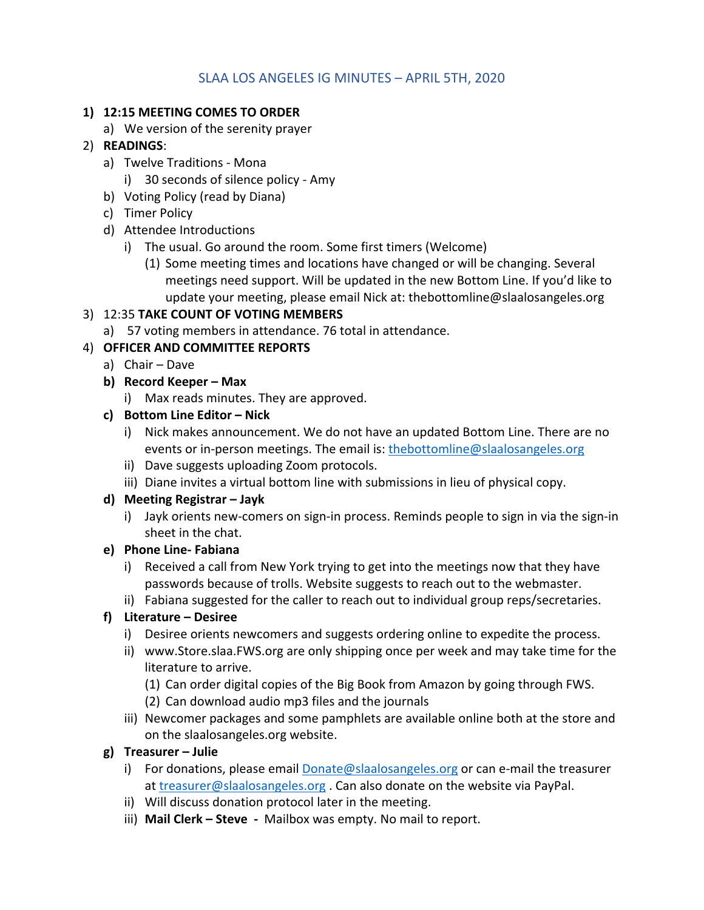# SLAA LOS ANGELES IG MINUTES – APRIL 5TH, 2020

1) **12:15 MEETING COMES TO ORDER**
   a) We version of the serenity prayer
2) **READINGS**:
   a) Twelve Traditions - Mona
      i) 30 seconds of silence policy - Amy
   b) Voting Policy (read by Diana)
   c) Timer Policy
   d) Attendee Introductions
      i) The usual. Go around the room. Some first timers (Welcome)
         (1) Some meeting times and locations have changed or will be changing. Several meetings need support. Will be updated in the new Bottom Line. If you'd like to update your meeting, please email Nick at: thebottomline@slaalosangeles.org
3) 12:35 **TAKE COUNT OF VOTING MEMBERS**
   a) 57 voting members in attendance. 76 total in attendance.
4) **OFFICER AND COMMITTEE REPORTS**
   a) Chair – Dave
   b) **Record Keeper – Max**
      i) Max reads minutes. They are approved.
   c) **Bottom Line Editor – Nick**
      i) Nick makes announcement. We do not have an updated Bottom Line. There are no events or in-person meetings. The email is: thebottomline@slaalosangeles.org
      ii) Dave suggests uploading Zoom protocols.
      iii) Diane invites a virtual bottom line with submissions in lieu of physical copy.
   d) **Meeting Registrar – Jayk**
      i) Jayk orients new-comers on sign-in process. Reminds people to sign in via the sign-in sheet in the chat.
   e) **Phone Line- Fabiana**
      i) Received a call from New York trying to get into the meetings now that they have passwords because of trolls. Website suggests to reach out to the webmaster.
      ii) Fabiana suggested for the caller to reach out to individual group reps/secretaries.
   f) **Literature – Desiree**
      i) Desiree orients newcomers and suggests ordering online to expedite the process.
      ii) www.Store.slaa.FWS.org are only shipping once per week and may take time for the literature to arrive.
         (1) Can order digital copies of the Big Book from Amazon by going through FWS.
         (2) Can download audio mp3 files and the journals
      iii) Newcomer packages and some pamphlets are available online both at the store and on the slaalosangeles.org website.
   g) **Treasurer – Julie**
      i) For donations, please email Donate@slaalosangeles.org or can e-mail the treasurer at treasurer@slaalosangeles.org . Can also donate on the website via PayPal.
      ii) Will discuss donation protocol later in the meeting.
      iii) **Mail Clerk – Steve -** Mailbox was empty. No mail to report.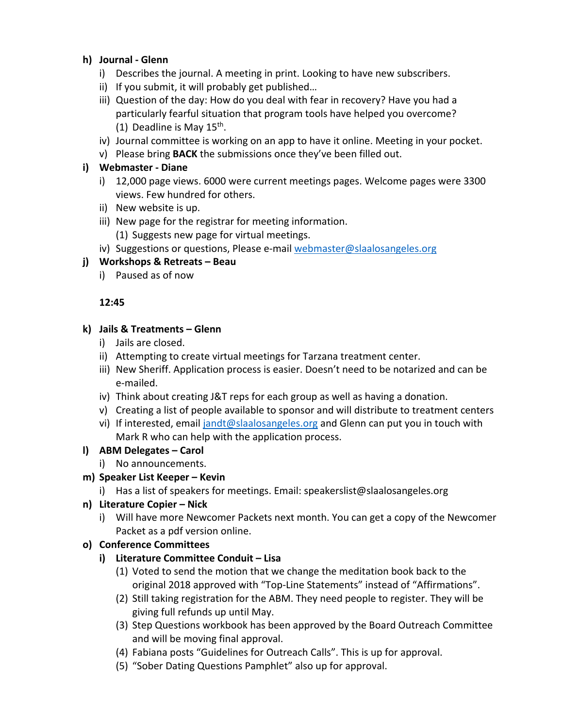**h) Journal - Glenn**

i) Describes the journal. A meeting in print. Looking to have new subscribers.

ii) If you submit, it will probably get published…

iii) Question of the day: How do you deal with fear in recovery? Have you had a particularly fearful situation that program tools have helped you overcome?

   (1) Deadline is May 15th.

iv) Journal committee is working on an app to have it online. Meeting in your pocket.

v) Please bring **BACK** the submissions once they've been filled out.

**i) Webmaster - Diane**

i) 12,000 page views. 6000 were current meetings pages. Welcome pages were 3300 views. Few hundred for others.

ii) New website is up.

iii) New page for the registrar for meeting information.

   (1) Suggests new page for virtual meetings.

iv) Suggestions or questions, Please e-mail webmaster@slaalosangeles.org

**j) Workshops & Retreats – Beau**

i) Paused as of now

**12:45**

**k) Jails & Treatments – Glenn**

i) Jails are closed.

ii) Attempting to create virtual meetings for Tarzana treatment center.

iii) New Sheriff. Application process is easier. Doesn't need to be notarized and can be e-mailed.

iv) Think about creating J&T reps for each group as well as having a donation.

v) Creating a list of people available to sponsor and will distribute to treatment centers

vi) If interested, email jandt@slaalosangeles.org and Glenn can put you in touch with Mark R who can help with the application process.

**l) ABM Delegates – Carol**

i) No announcements.

**m) Speaker List Keeper – Kevin**

i) Has a list of speakers for meetings. Email: speakerslist@slaalosangeles.org

**n) Literature Copier – Nick**

i) Will have more Newcomer Packets next month. You can get a copy of the Newcomer Packet as a pdf version online.

**o) Conference Committees**

**i) Literature Committee Conduit – Lisa**

(1) Voted to send the motion that we change the meditation book back to the original 2018 approved with "Top-Line Statements" instead of "Affirmations".

(2) Still taking registration for the ABM. They need people to register. They will be giving full refunds up until May.

(3) Step Questions workbook has been approved by the Board Outreach Committee and will be moving final approval.

(4) Fabiana posts "Guidelines for Outreach Calls". This is up for approval.

(5) "Sober Dating Questions Pamphlet" also up for approval.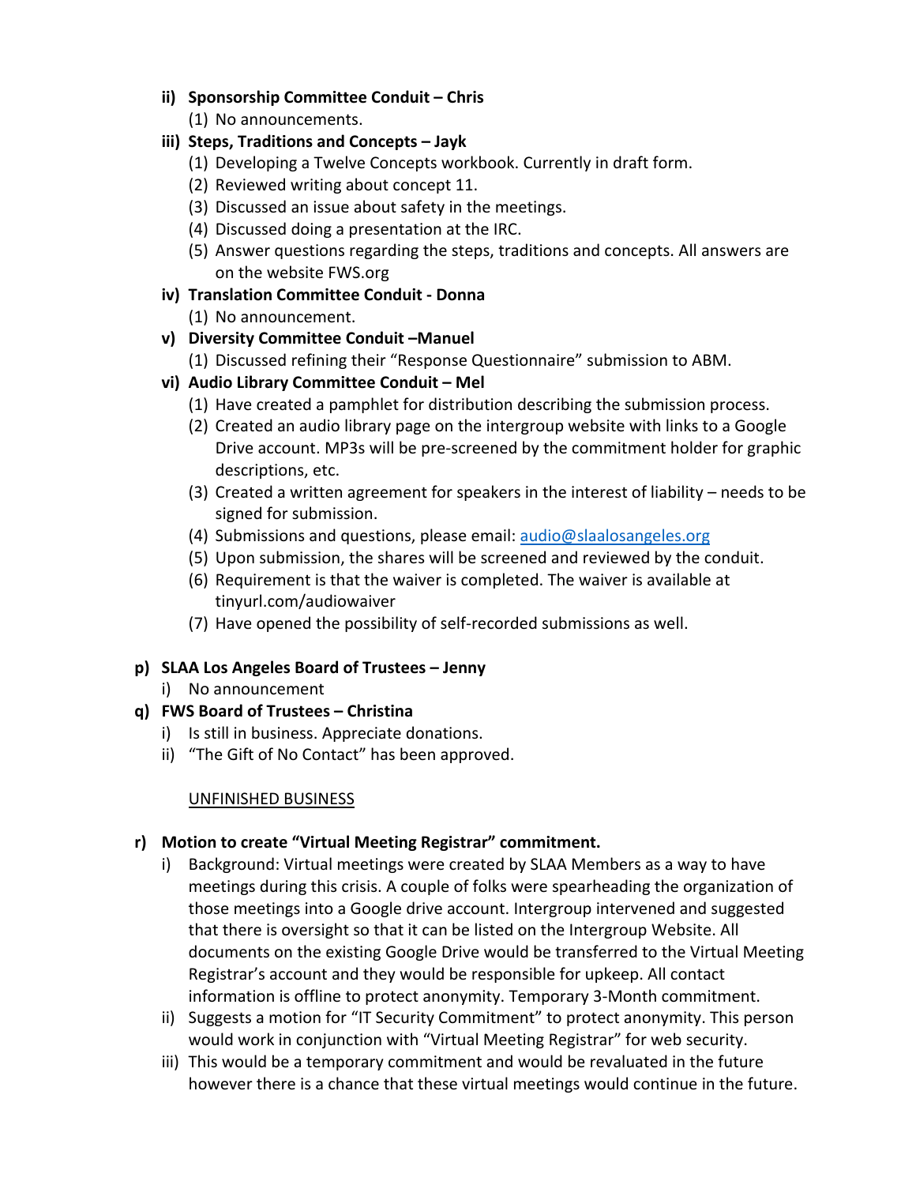- ii) **Sponsorship Committee Conduit – Chris**
  - (1) No announcements.
- iii) **Steps, Traditions and Concepts – Jayk**
  - (1) Developing a Twelve Concepts workbook. Currently in draft form.
  - (2) Reviewed writing about concept 11.
  - (3) Discussed an issue about safety in the meetings.
  - (4) Discussed doing a presentation at the IRC.
  - (5) Answer questions regarding the steps, traditions and concepts. All answers are on the website FWS.org
- iv) **Translation Committee Conduit - Donna**
  - (1) No announcement.
- v) **Diversity Committee Conduit –Manuel**
  - (1) Discussed refining their "Response Questionnaire" submission to ABM.
- vi) **Audio Library Committee Conduit – Mel**
  - (1) Have created a pamphlet for distribution describing the submission process.
  - (2) Created an audio library page on the intergroup website with links to a Google Drive account. MP3s will be pre-screened by the commitment holder for graphic descriptions, etc.
  - (3) Created a written agreement for speakers in the interest of liability – needs to be signed for submission.
  - (4) Submissions and questions, please email: audio@slaalosangeles.org
  - (5) Upon submission, the shares will be screened and reviewed by the conduit.
  - (6) Requirement is that the waiver is completed. The waiver is available at tinyurl.com/audiowaiver
  - (7) Have opened the possibility of self-recorded submissions as well.

**p) SLAA Los Angeles Board of Trustees – Jenny**

- i) No announcement

**q) FWS Board of Trustees – Christina**

- i) Is still in business. Appreciate donations.
- ii) "The Gift of No Contact" has been approved.

<u>UNFINISHED BUSINESS</u>

**r) Motion to create "Virtual Meeting Registrar" commitment.**

- i) Background: Virtual meetings were created by SLAA Members as a way to have meetings during this crisis. A couple of folks were spearheading the organization of those meetings into a Google drive account. Intergroup intervened and suggested that there is oversight so that it can be listed on the Intergroup Website. All documents on the existing Google Drive would be transferred to the Virtual Meeting Registrar's account and they would be responsible for upkeep. All contact information is offline to protect anonymity. Temporary 3-Month commitment.
- ii) Suggests a motion for "IT Security Commitment" to protect anonymity. This person would work in conjunction with "Virtual Meeting Registrar" for web security.
- iii) This would be a temporary commitment and would be revaluated in the future however there is a chance that these virtual meetings would continue in the future.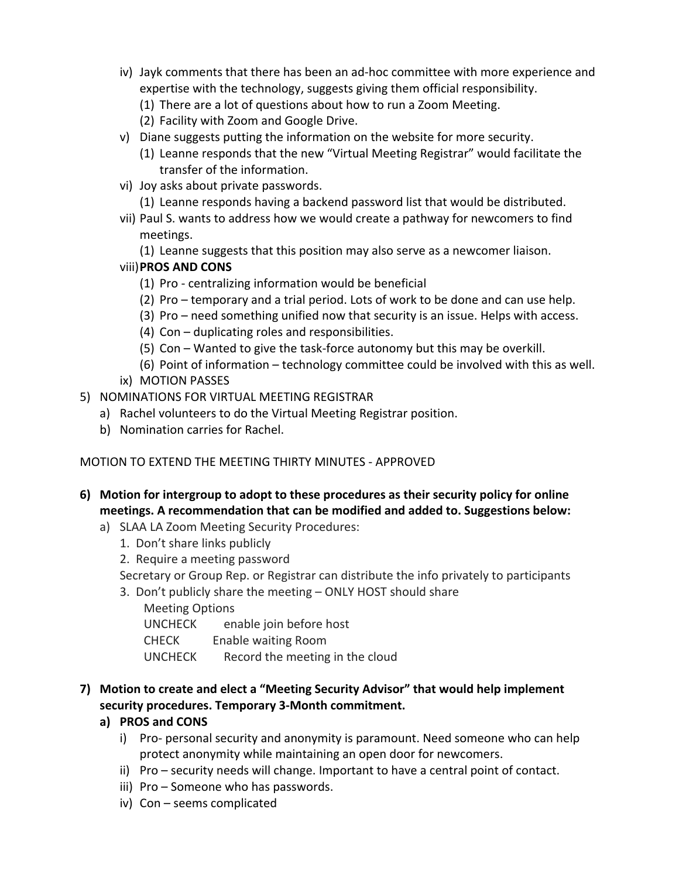- iv) Jayk comments that there has been an ad-hoc committee with more experience and expertise with the technology, suggests giving them official responsibility.
  - (1) There are a lot of questions about how to run a Zoom Meeting.
  - (2) Facility with Zoom and Google Drive.
- v) Diane suggests putting the information on the website for more security.
  - (1) Leanne responds that the new "Virtual Meeting Registrar" would facilitate the transfer of the information.
- vi) Joy asks about private passwords.
  - (1) Leanne responds having a backend password list that would be distributed.
- vii) Paul S. wants to address how we would create a pathway for newcomers to find meetings.
  - (1) Leanne suggests that this position may also serve as a newcomer liaison.
- viii) **PROS AND CONS**
  - (1) Pro - centralizing information would be beneficial
  - (2) Pro – temporary and a trial period. Lots of work to be done and can use help.
  - (3) Pro – need something unified now that security is an issue. Helps with access.
  - (4) Con – duplicating roles and responsibilities.
  - (5) Con – Wanted to give the task-force autonomy but this may be overkill.
  - (6) Point of information – technology committee could be involved with this as well.
- ix) MOTION PASSES

5) NOMINATIONS FOR VIRTUAL MEETING REGISTRAR
   - a) Rachel volunteers to do the Virtual Meeting Registrar position.
   - b) Nomination carries for Rachel.

MOTION TO EXTEND THE MEETING THIRTY MINUTES - APPROVED

**6) Motion for intergroup to adopt to these procedures as their security policy for online meetings. A recommendation that can be modified and added to. Suggestions below:**
   - a) SLAA LA Zoom Meeting Security Procedures:
     1. Don't share links publicly
     2. Require a meeting password

     Secretary or Group Rep. or Registrar can distribute the info privately to participants

     3. Don't publicly share the meeting – ONLY HOST should share

        Meeting Options

        UNCHECK enable join before host

        CHECK Enable waiting Room

        UNCHECK Record the meeting in the cloud

**7) Motion to create and elect a "Meeting Security Advisor" that would help implement security procedures. Temporary 3-Month commitment.**
   - **a) PROS and CONS**
     - i) Pro- personal security and anonymity is paramount. Need someone who can help protect anonymity while maintaining an open door for newcomers.
     - ii) Pro – security needs will change. Important to have a central point of contact.
     - iii) Pro – Someone who has passwords.
     - iv) Con – seems complicated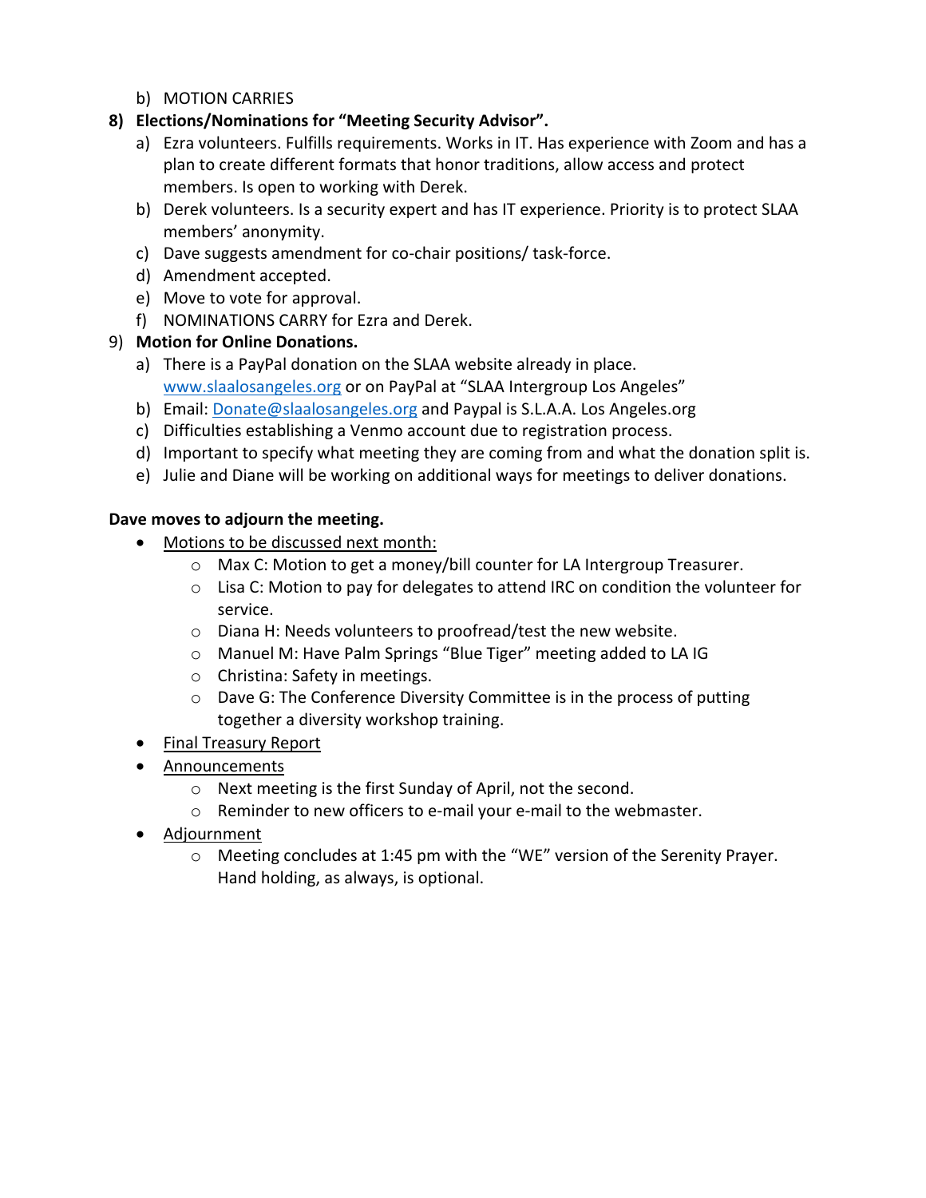b) MOTION CARRIES

8) **Elections/Nominations for "Meeting Security Advisor".**
    a) Ezra volunteers. Fulfills requirements. Works in IT. Has experience with Zoom and has a plan to create different formats that honor traditions, allow access and protect members. Is open to working with Derek.
    b) Derek volunteers. Is a security expert and has IT experience. Priority is to protect SLAA members' anonymity.
    c) Dave suggests amendment for co-chair positions/ task-force.
    d) Amendment accepted.
    e) Move to vote for approval.
    f) NOMINATIONS CARRY for Ezra and Derek.

9) **Motion for Online Donations.**
    a) There is a PayPal donation on the SLAA website already in place. www.slaalosangeles.org or on PayPal at "SLAA Intergroup Los Angeles"
    b) Email: Donate@slaalosangeles.org and Paypal is S.L.A.A. Los Angeles.org
    c) Difficulties establishing a Venmo account due to registration process.
    d) Important to specify what meeting they are coming from and what the donation split is.
    e) Julie and Diane will be working on additional ways for meetings to deliver donations.

**Dave moves to adjourn the meeting.**

- Motions to be discussed next month:
    - Max C: Motion to get a money/bill counter for LA Intergroup Treasurer.
    - Lisa C: Motion to pay for delegates to attend IRC on condition the volunteer for service.
    - Diana H: Needs volunteers to proofread/test the new website.
    - Manuel M: Have Palm Springs "Blue Tiger" meeting added to LA IG
    - Christina: Safety in meetings.
    - Dave G: The Conference Diversity Committee is in the process of putting together a diversity workshop training.
- Final Treasury Report
- Announcements
    - Next meeting is the first Sunday of April, not the second.
    - Reminder to new officers to e-mail your e-mail to the webmaster.
- Adjournment
    - Meeting concludes at 1:45 pm with the "WE" version of the Serenity Prayer. Hand holding, as always, is optional.